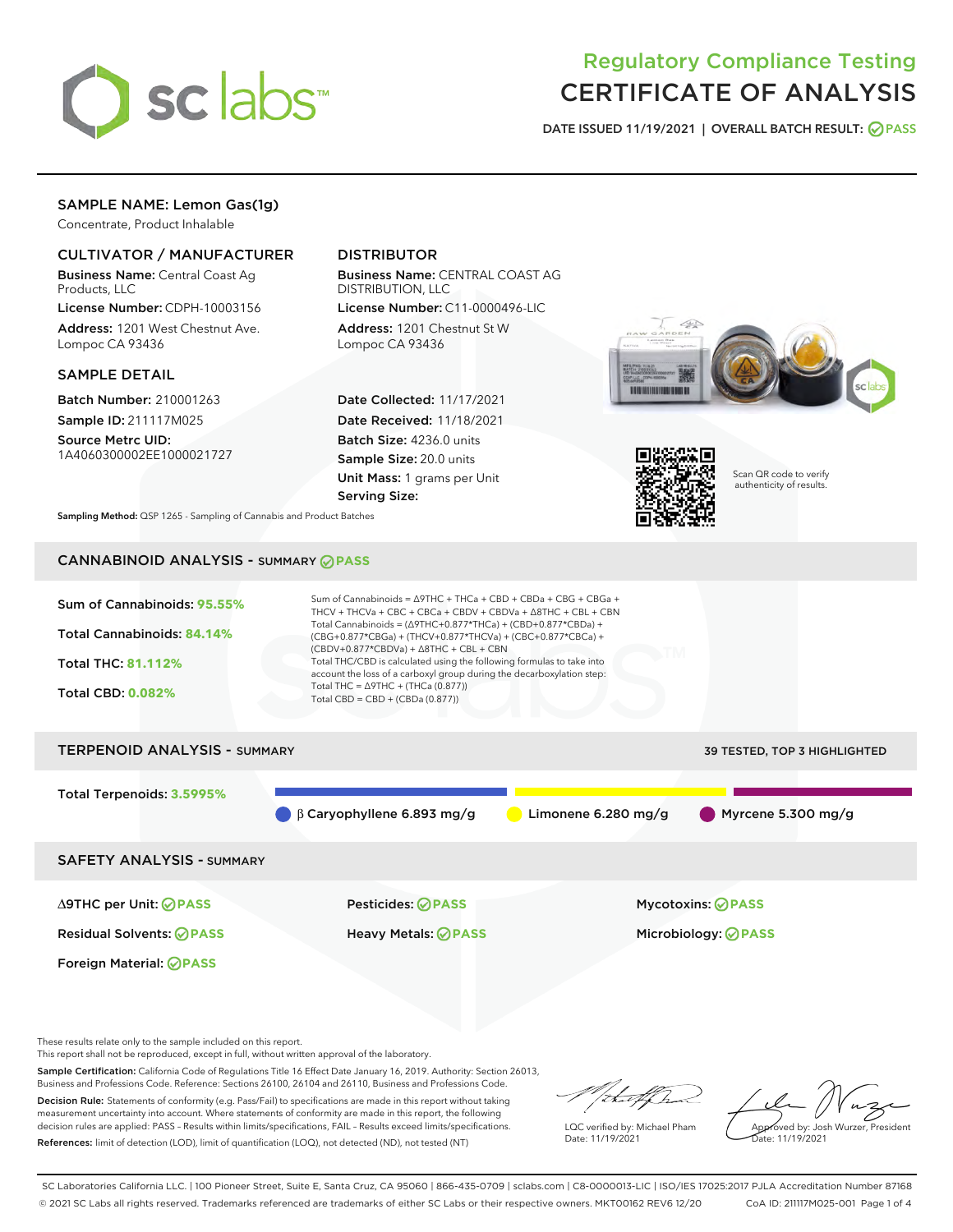# Regulatory Compliance Testing
# CERTIFICATE OF ANALYSIS

DATE ISSUED 11/19/2021 | OVERALL BATCH RESULT: PASS

## SAMPLE NAME: Lemon Gas(1g)

Concentrate, Product Inhalable

### CULTIVATOR / MANUFACTURER

**Business Name:** Central Coast Ag Products, LLC

**License Number:** CDPH-10003156

**Address:** 1201 West Chestnut Ave. Lompoc CA 93436

### DISTRIBUTOR

**Business Name:** CENTRAL COAST AG DISTRIBUTION, LLC

**License Number:** C11-0000496-LIC

**Address:** 1201 Chestnut St W Lompoc CA 93436

### SAMPLE DETAIL

**Batch Number:** 210001263

**Sample ID:** 211117M025

**Source Metrc UID:** 1A4060300002EE1000021727

**Date Collected:** 11/17/2021

**Date Received:** 11/18/2021

**Batch Size:** 4236.0 units

**Sample Size:** 20.0 units

**Unit Mass:** 1 grams per Unit

**Serving Size:**

Scan QR code to verify authenticity of results.

**Sampling Method:** QSP 1265 - Sampling of Cannabis and Product Batches

## CANNABINOID ANALYSIS - SUMMARY PASS

Sum of Cannabinoids: **95.55%**

Total Cannabinoids: **84.14%**

Total THC: **81.112%**

Total CBD: **0.082%**

Sum of Cannabinoids = Δ9THC + THCa + CBD + CBDa + CBG + CBGa + THCV + THCVa + CBC + CBCa + CBDV + CBDVa + Δ8THC + CBL + CBN

Total Cannabinoids = (Δ9THC+0.877*THCa) + (CBD+0.877*CBDa) + (CBG+0.877*CBGa) + (THCV+0.877*THCVa) + (CBC+0.877*CBCa) + (CBDV+0.877*CBDVa) + Δ8THC + CBL + CBN

Total THC/CBD is calculated using the following formulas to take into account the loss of a carboxyl group during the decarboxylation step:

Total THC = Δ9THC + (THCa (0.877))

Total CBD = CBD + (CBDa (0.877))

## TERPENOID ANALYSIS - SUMMARY

39 TESTED, TOP 3 HIGHLIGHTED

Total Terpenoids: **3.5995%**

- β Caryophyllene 6.893 mg/g
- Limonene 6.280 mg/g
- Myrcene 5.300 mg/g

## SAFETY ANALYSIS - SUMMARY

| | | |
|---|---|---|
| Δ9THC per Unit: PASS | Pesticides: PASS | Mycotoxins: PASS |
| Residual Solvents: PASS | Heavy Metals: PASS | Microbiology: PASS |
| Foreign Material: PASS | | |

These results relate only to the sample included on this report.
This report shall not be reproduced, except in full, without written approval of the laboratory.

**Sample Certification:** California Code of Regulations Title 16 Effect Date January 16, 2019. Authority: Section 26013, Business and Professions Code. Reference: Sections 26100, 26104 and 26110, Business and Professions Code.

**Decision Rule:** Statements of conformity (e.g. Pass/Fail) to specifications are made in this report without taking measurement uncertainty into account. Where statements of conformity are made in this report, the following decision rules are applied: PASS – Results within limits/specifications, FAIL – Results exceed limits/specifications.

**References:** limit of detection (LOD), limit of quantification (LOQ), not detected (ND), not tested (NT)

LQC verified by: Michael Pham
Date: 11/19/2021

Approved by: Josh Wurzer, President
Date: 11/19/2021

SC Laboratories California LLC. | 100 Pioneer Street, Suite E, Santa Cruz, CA 95060 | 866-435-0709 | sclabs.com | C8-0000013-LIC | ISO/IES 17025:2017 PJLA Accreditation Number 87168
© 2021 SC Labs all rights reserved. Trademarks referenced are trademarks of either SC Labs or their respective owners. MKT00162 REV6 12/20 CoA ID: 211117M025-001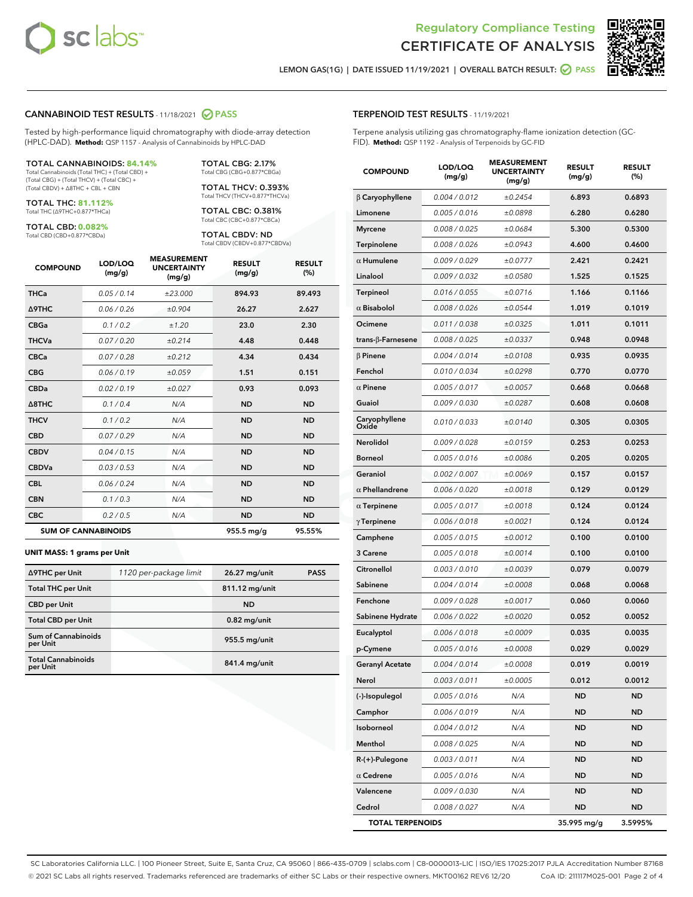# Regulatory Compliance Testing
# CERTIFICATE OF ANALYSIS

LEMON GAS(1G) | DATE ISSUED 11/19/2021 | OVERALL BATCH RESULT: PASS

## CANNABINOID TEST RESULTS - 11/18/2021 PASS

Tested by high-performance liquid chromatography with diode-array detection (HPLC-DAD). **Method:** QSP 1157 - Analysis of Cannabinoids by HPLC-DAD

**TOTAL CANNABINOIDS: 84.14%**
Total Cannabinoids (Total THC) + (Total CBD) + (Total CBG) + (Total THCV) + (Total CBC) + (Total CBDV) + Δ8THC + CBL + CBN

**TOTAL THC: 81.112%**
Total THC (Δ9THC+0.877*THCa)

**TOTAL CBD: 0.082%**
Total CBD (CBD+0.877*CBDa)

**TOTAL CBG: 2.17%**
Total CBG (CBG+0.877*CBGa)

**TOTAL THCV: 0.393%**
Total THCV (THCV+0.877*THCVa)

**TOTAL CBC: 0.381%**
Total CBC (CBC+0.877*CBCa)

**TOTAL CBDV: ND**
Total CBDV (CBDV+0.877*CBDVa)

| COMPOUND | LOD/LOQ (mg/g) | MEASUREMENT UNCERTAINTY (mg/g) | RESULT (mg/g) | RESULT (%) |
|---|---|---|---|---|
| THCa | 0.05 / 0.14 | ±23.000 | 894.93 | 89.493 |
| Δ9THC | 0.06 / 0.26 | ±0.904 | 26.27 | 2.627 |
| CBGa | 0.1 / 0.2 | ±1.20 | 23.0 | 2.30 |
| THCVa | 0.07 / 0.20 | ±0.214 | 4.48 | 0.448 |
| CBCa | 0.07 / 0.28 | ±0.212 | 4.34 | 0.434 |
| CBG | 0.06 / 0.19 | ±0.059 | 1.51 | 0.151 |
| CBDa | 0.02 / 0.19 | ±0.027 | 0.93 | 0.093 |
| Δ8THC | 0.1 / 0.4 | N/A | ND | ND |
| THCV | 0.1 / 0.2 | N/A | ND | ND |
| CBD | 0.07 / 0.29 | N/A | ND | ND |
| CBDV | 0.04 / 0.15 | N/A | ND | ND |
| CBDVa | 0.03 / 0.53 | N/A | ND | ND |
| CBL | 0.06 / 0.24 | N/A | ND | ND |
| CBN | 0.1 / 0.3 | N/A | ND | ND |
| CBC | 0.2 / 0.5 | N/A | ND | ND |
| **SUM OF CANNABINOIDS** | | | 955.5 mg/g | 95.55% |

**UNIT MASS: 1 grams per Unit**

| | | | |
|---|---|---|---|
| Δ9THC per Unit | 1120 per-package limit | 26.27 mg/unit | PASS |
| Total THC per Unit | | 811.12 mg/unit | |
| CBD per Unit | | ND | |
| Total CBD per Unit | | 0.82 mg/unit | |
| Sum of Cannabinoids per Unit | | 955.5 mg/unit | |
| Total Cannabinoids per Unit | | 841.4 mg/unit | |

## TERPENOID TEST RESULTS - 11/19/2021

Terpene analysis utilizing gas chromatography-flame ionization detection (GC-FID). **Method:** QSP 1192 - Analysis of Terpenoids by GC-FID

| COMPOUND | LOD/LOQ (mg/g) | MEASUREMENT UNCERTAINTY (mg/g) | RESULT (mg/g) | RESULT (%) |
|---|---|---|---|---|
| β Caryophyllene | 0.004 / 0.012 | ±0.2454 | 6.893 | 0.6893 |
| Limonene | 0.005 / 0.016 | ±0.0898 | 6.280 | 0.6280 |
| Myrcene | 0.008 / 0.025 | ±0.0684 | 5.300 | 0.5300 |
| Terpinolene | 0.008 / 0.026 | ±0.0943 | 4.600 | 0.4600 |
| α Humulene | 0.009 / 0.029 | ±0.0777 | 2.421 | 0.2421 |
| Linalool | 0.009 / 0.032 | ±0.0580 | 1.525 | 0.1525 |
| Terpineol | 0.016 / 0.055 | ±0.0716 | 1.166 | 0.1166 |
| α Bisabolol | 0.008 / 0.026 | ±0.0544 | 1.019 | 0.1019 |
| Ocimene | 0.011 / 0.038 | ±0.0325 | 1.011 | 0.1011 |
| trans-β-Farnesene | 0.008 / 0.025 | ±0.0337 | 0.948 | 0.0948 |
| β Pinene | 0.004 / 0.014 | ±0.0108 | 0.935 | 0.0935 |
| Fenchol | 0.010 / 0.034 | ±0.0298 | 0.770 | 0.0770 |
| α Pinene | 0.005 / 0.017 | ±0.0057 | 0.668 | 0.0668 |
| Guaiol | 0.009 / 0.030 | ±0.0287 | 0.608 | 0.0608 |
| Caryophyllene Oxide | 0.010 / 0.033 | ±0.0140 | 0.305 | 0.0305 |
| Nerolidol | 0.009 / 0.028 | ±0.0159 | 0.253 | 0.0253 |
| Borneol | 0.005 / 0.016 | ±0.0086 | 0.205 | 0.0205 |
| Geraniol | 0.002 / 0.007 | ±0.0069 | 0.157 | 0.0157 |
| α Phellandrene | 0.006 / 0.020 | ±0.0018 | 0.129 | 0.0129 |
| α Terpinene | 0.005 / 0.017 | ±0.0018 | 0.124 | 0.0124 |
| γ Terpinene | 0.006 / 0.018 | ±0.0021 | 0.124 | 0.0124 |
| Camphene | 0.005 / 0.015 | ±0.0012 | 0.100 | 0.0100 |
| 3 Carene | 0.005 / 0.018 | ±0.0014 | 0.100 | 0.0100 |
| Citronellol | 0.003 / 0.010 | ±0.0039 | 0.079 | 0.0079 |
| Sabinene | 0.004 / 0.014 | ±0.0008 | 0.068 | 0.0068 |
| Fenchone | 0.009 / 0.028 | ±0.0017 | 0.060 | 0.0060 |
| Sabinene Hydrate | 0.006 / 0.022 | ±0.0020 | 0.052 | 0.0052 |
| Eucalyptol | 0.006 / 0.018 | ±0.0009 | 0.035 | 0.0035 |
| p-Cymene | 0.005 / 0.016 | ±0.0008 | 0.029 | 0.0029 |
| Geranyl Acetate | 0.004 / 0.014 | ±0.0008 | 0.019 | 0.0019 |
| Nerol | 0.003 / 0.011 | ±0.0005 | 0.012 | 0.0012 |
| (-)-Isopulegol | 0.005 / 0.016 | N/A | ND | ND |
| Camphor | 0.006 / 0.019 | N/A | ND | ND |
| Isoborneol | 0.004 / 0.012 | N/A | ND | ND |
| Menthol | 0.008 / 0.025 | N/A | ND | ND |
| R-(+)-Pulegone | 0.003 / 0.011 | N/A | ND | ND |
| α Cedrene | 0.005 / 0.016 | N/A | ND | ND |
| Valencene | 0.009 / 0.030 | N/A | ND | ND |
| Cedrol | 0.008 / 0.027 | N/A | ND | ND |
| **TOTAL TERPENOIDS** | | | 35.995 mg/g | 3.5995% |

SC Laboratories California LLC. | 100 Pioneer Street, Suite E, Santa Cruz, CA 95060 | 866-435-0709 | sclabs.com | C8-0000013-LIC | ISO/IES 17025:2017 PJLA Accreditation Number 87168
© 2021 SC Labs all rights reserved. Trademarks referenced are trademarks of either SC Labs or their respective owners. MKT00162 REV6 12/20 CoA ID: 211117M025-001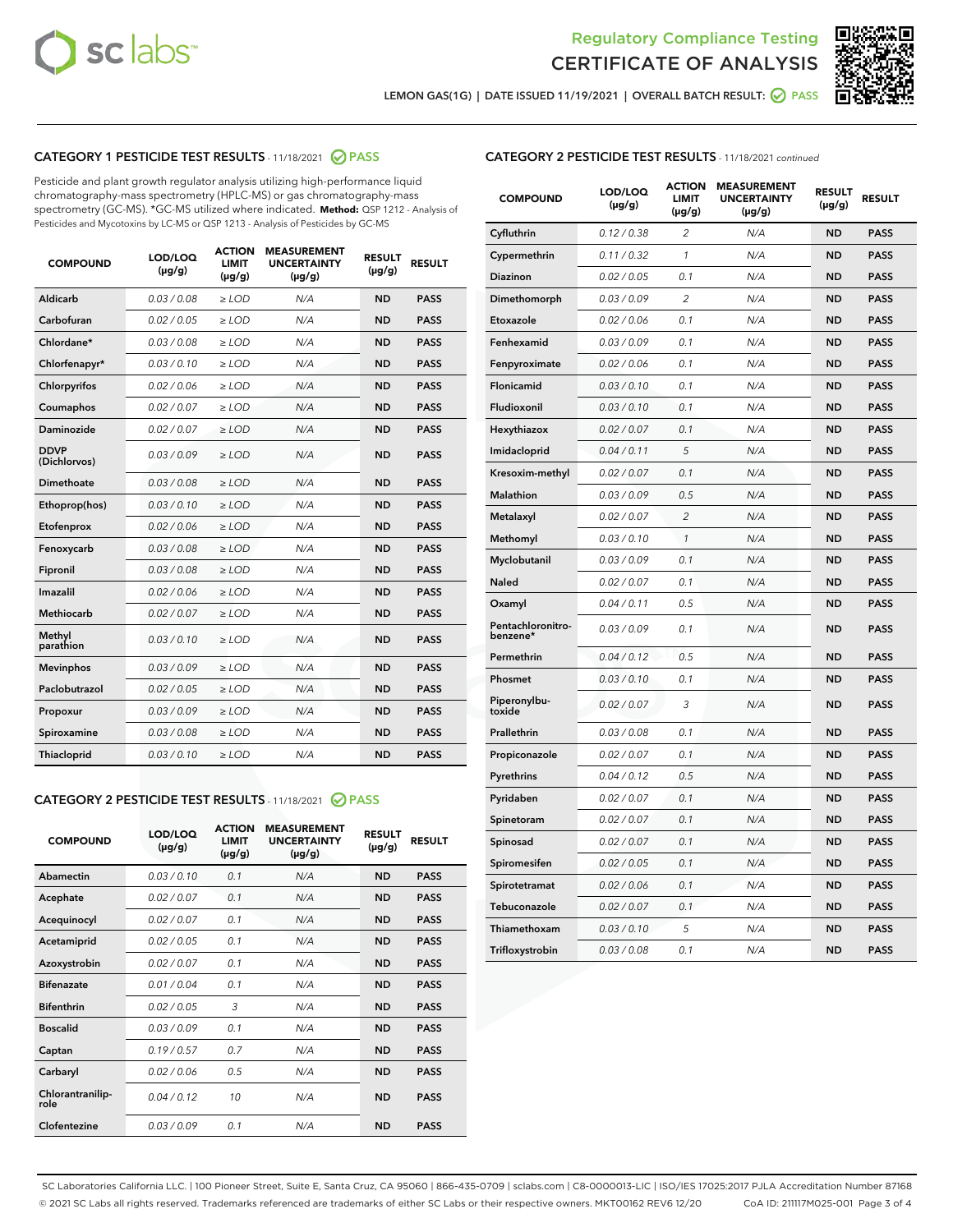Regulatory Compliance Testing
CERTIFICATE OF ANALYSIS

LEMON GAS(1G) | DATE ISSUED 11/19/2021 | OVERALL BATCH RESULT: PASS

## CATEGORY 1 PESTICIDE TEST RESULTS - 11/18/2021 PASS

Pesticide and plant growth regulator analysis utilizing high-performance liquid chromatography-mass spectrometry (HPLC-MS) or gas chromatography-mass spectrometry (GC-MS). *GC-MS utilized where indicated. **Method:** QSP 1212 - Analysis of Pesticides and Mycotoxins by LC-MS or QSP 1213 - Analysis of Pesticides by GC-MS

| COMPOUND | LOD/LOQ (µg/g) | ACTION LIMIT (µg/g) | MEASUREMENT UNCERTAINTY (µg/g) | RESULT (µg/g) | RESULT |
|---|---|---|---|---|---|
| Aldicarb | 0.03 / 0.08 | ≥ LOD | N/A | ND | PASS |
| Carbofuran | 0.02 / 0.05 | ≥ LOD | N/A | ND | PASS |
| Chlordane* | 0.03 / 0.08 | ≥ LOD | N/A | ND | PASS |
| Chlorfenapyr* | 0.03 / 0.10 | ≥ LOD | N/A | ND | PASS |
| Chlorpyrifos | 0.02 / 0.06 | ≥ LOD | N/A | ND | PASS |
| Coumaphos | 0.02 / 0.07 | ≥ LOD | N/A | ND | PASS |
| Daminozide | 0.02 / 0.07 | ≥ LOD | N/A | ND | PASS |
| DDVP (Dichlorvos) | 0.03 / 0.09 | ≥ LOD | N/A | ND | PASS |
| Dimethoate | 0.03 / 0.08 | ≥ LOD | N/A | ND | PASS |
| Ethoprop(hos) | 0.03 / 0.10 | ≥ LOD | N/A | ND | PASS |
| Etofenprox | 0.02 / 0.06 | ≥ LOD | N/A | ND | PASS |
| Fenoxycarb | 0.03 / 0.08 | ≥ LOD | N/A | ND | PASS |
| Fipronil | 0.03 / 0.08 | ≥ LOD | N/A | ND | PASS |
| Imazalil | 0.02 / 0.06 | ≥ LOD | N/A | ND | PASS |
| Methiocarb | 0.02 / 0.07 | ≥ LOD | N/A | ND | PASS |
| Methyl parathion | 0.03 / 0.10 | ≥ LOD | N/A | ND | PASS |
| Mevinphos | 0.03 / 0.09 | ≥ LOD | N/A | ND | PASS |
| Paclobutrazol | 0.02 / 0.05 | ≥ LOD | N/A | ND | PASS |
| Propoxur | 0.03 / 0.09 | ≥ LOD | N/A | ND | PASS |
| Spiroxamine | 0.03 / 0.08 | ≥ LOD | N/A | ND | PASS |
| Thiacloprid | 0.03 / 0.10 | ≥ LOD | N/A | ND | PASS |

## CATEGORY 2 PESTICIDE TEST RESULTS - 11/18/2021 PASS

| COMPOUND | LOD/LOQ (µg/g) | ACTION LIMIT (µg/g) | MEASUREMENT UNCERTAINTY (µg/g) | RESULT (µg/g) | RESULT |
|---|---|---|---|---|---|
| Abamectin | 0.03 / 0.10 | 0.1 | N/A | ND | PASS |
| Acephate | 0.02 / 0.07 | 0.1 | N/A | ND | PASS |
| Acequinocyl | 0.02 / 0.07 | 0.1 | N/A | ND | PASS |
| Acetamiprid | 0.02 / 0.05 | 0.1 | N/A | ND | PASS |
| Azoxystrobin | 0.02 / 0.07 | 0.1 | N/A | ND | PASS |
| Bifenazate | 0.01 / 0.04 | 0.1 | N/A | ND | PASS |
| Bifenthrin | 0.02 / 0.05 | 3 | N/A | ND | PASS |
| Boscalid | 0.03 / 0.09 | 0.1 | N/A | ND | PASS |
| Captan | 0.19 / 0.57 | 0.7 | N/A | ND | PASS |
| Carbaryl | 0.02 / 0.06 | 0.5 | N/A | ND | PASS |
| Chlorantraniliprole | 0.04 / 0.12 | 10 | N/A | ND | PASS |
| Clofentezine | 0.03 / 0.09 | 0.1 | N/A | ND | PASS |
| Cyfluthrin | 0.12 / 0.38 | 2 | N/A | ND | PASS |
| Cypermethrin | 0.11 / 0.32 | 1 | N/A | ND | PASS |
| Diazinon | 0.02 / 0.05 | 0.1 | N/A | ND | PASS |
| Dimethomorph | 0.03 / 0.09 | 2 | N/A | ND | PASS |
| Etoxazole | 0.02 / 0.06 | 0.1 | N/A | ND | PASS |
| Fenhexamid | 0.03 / 0.09 | 0.1 | N/A | ND | PASS |
| Fenpyroximate | 0.02 / 0.06 | 0.1 | N/A | ND | PASS |
| Flonicamid | 0.03 / 0.10 | 0.1 | N/A | ND | PASS |
| Fludioxonil | 0.03 / 0.10 | 0.1 | N/A | ND | PASS |
| Hexythiazox | 0.02 / 0.07 | 0.1 | N/A | ND | PASS |
| Imidacloprid | 0.04 / 0.11 | 5 | N/A | ND | PASS |
| Kresoxim-methyl | 0.02 / 0.07 | 0.1 | N/A | ND | PASS |
| Malathion | 0.03 / 0.09 | 0.5 | N/A | ND | PASS |
| Metalaxyl | 0.02 / 0.07 | 2 | N/A | ND | PASS |
| Methomyl | 0.03 / 0.10 | 1 | N/A | ND | PASS |
| Myclobutanil | 0.03 / 0.09 | 0.1 | N/A | ND | PASS |
| Naled | 0.02 / 0.07 | 0.1 | N/A | ND | PASS |
| Oxamyl | 0.04 / 0.11 | 0.5 | N/A | ND | PASS |
| Pentachloronitrobenzene* | 0.03 / 0.09 | 0.1 | N/A | ND | PASS |
| Permethrin | 0.04 / 0.12 | 0.5 | N/A | ND | PASS |
| Phosmet | 0.03 / 0.10 | 0.1 | N/A | ND | PASS |
| Piperonylbutoxide | 0.02 / 0.07 | 3 | N/A | ND | PASS |
| Prallethrin | 0.03 / 0.08 | 0.1 | N/A | ND | PASS |
| Propiconazole | 0.02 / 0.07 | 0.1 | N/A | ND | PASS |
| Pyrethrins | 0.04 / 0.12 | 0.5 | N/A | ND | PASS |
| Pyridaben | 0.02 / 0.07 | 0.1 | N/A | ND | PASS |
| Spinetoram | 0.02 / 0.07 | 0.1 | N/A | ND | PASS |
| Spinosad | 0.02 / 0.07 | 0.1 | N/A | ND | PASS |
| Spiromesifen | 0.02 / 0.05 | 0.1 | N/A | ND | PASS |
| Spirotetramat | 0.02 / 0.06 | 0.1 | N/A | ND | PASS |
| Tebuconazole | 0.02 / 0.07 | 0.1 | N/A | ND | PASS |
| Thiamethoxam | 0.03 / 0.10 | 5 | N/A | ND | PASS |
| Trifloxystrobin | 0.03 / 0.08 | 0.1 | N/A | ND | PASS |

SC Laboratories California LLC. | 100 Pioneer Street, Suite E, Santa Cruz, CA 95060 | 866-435-0709 | sclabs.com | C8-0000013-LIC | ISO/IES 17025:2017 PJLA Accreditation Number 87168
© 2021 SC Labs all rights reserved. Trademarks referenced are trademarks of either SC Labs or their respective owners. MKT00162 REV6 12/20 CoA ID: 211117M025-001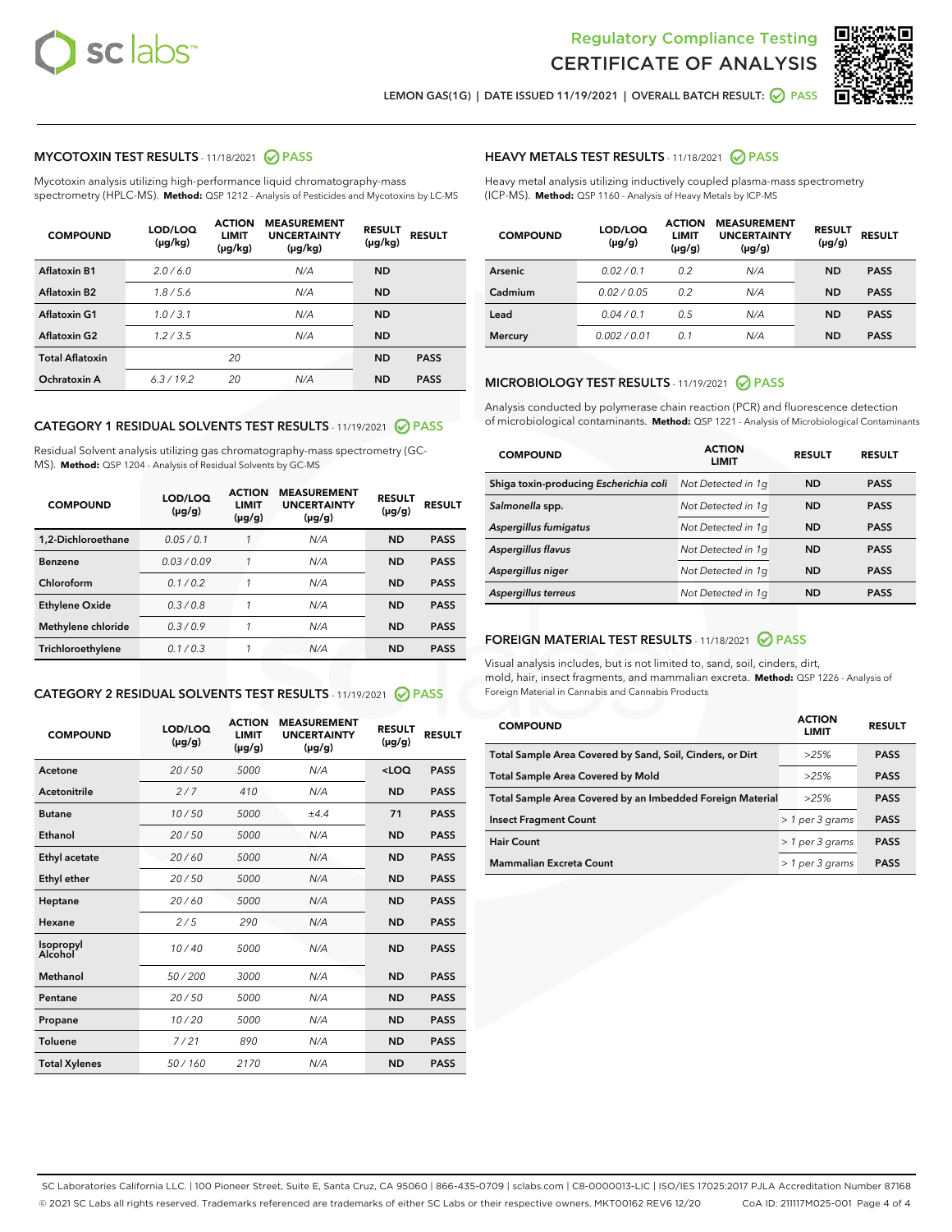Regulatory Compliance Testing

# CERTIFICATE OF ANALYSIS

LEMON GAS(1G) | DATE ISSUED 11/19/2021 | OVERALL BATCH RESULT: PASS

## MYCOTOXIN TEST RESULTS - 11/18/2021 PASS

Mycotoxin analysis utilizing high-performance liquid chromatography-mass spectrometry (HPLC-MS). **Method:** QSP 1212 - Analysis of Pesticides and Mycotoxins by LC-MS

| COMPOUND | LOD/LOQ (µg/kg) | ACTION LIMIT (µg/kg) | MEASUREMENT UNCERTAINTY (µg/kg) | RESULT (µg/kg) | RESULT |
|---|---|---|---|---|---|
| Aflatoxin B1 | 2.0 / 6.0 | | N/A | ND | |
| Aflatoxin B2 | 1.8 / 5.6 | | N/A | ND | |
| Aflatoxin G1 | 1.0 / 3.1 | | N/A | ND | |
| Aflatoxin G2 | 1.2 / 3.5 | | N/A | ND | |
| Total Aflatoxin | | 20 | | ND | PASS |
| Ochratoxin A | 6.3 / 19.2 | 20 | N/A | ND | PASS |

## CATEGORY 1 RESIDUAL SOLVENTS TEST RESULTS - 11/19/2021 PASS

Residual Solvent analysis utilizing gas chromatography-mass spectrometry (GC-MS). **Method:** QSP 1204 - Analysis of Residual Solvents by GC-MS

| COMPOUND | LOD/LOQ (µg/g) | ACTION LIMIT (µg/g) | MEASUREMENT UNCERTAINTY (µg/g) | RESULT (µg/g) | RESULT |
|---|---|---|---|---|---|
| 1,2-Dichloroethane | 0.05 / 0.1 | 1 | N/A | ND | PASS |
| Benzene | 0.03 / 0.09 | 1 | N/A | ND | PASS |
| Chloroform | 0.1 / 0.2 | 1 | N/A | ND | PASS |
| Ethylene Oxide | 0.3 / 0.8 | 1 | N/A | ND | PASS |
| Methylene chloride | 0.3 / 0.9 | 1 | N/A | ND | PASS |
| Trichloroethylene | 0.1 / 0.3 | 1 | N/A | ND | PASS |

## CATEGORY 2 RESIDUAL SOLVENTS TEST RESULTS - 11/19/2021 PASS

| COMPOUND | LOD/LOQ (µg/g) | ACTION LIMIT (µg/g) | MEASUREMENT UNCERTAINTY (µg/g) | RESULT (µg/g) | RESULT |
|---|---|---|---|---|---|
| Acetone | 20 / 50 | 5000 | N/A | <LOQ | PASS |
| Acetonitrile | 2 / 7 | 410 | N/A | ND | PASS |
| Butane | 10 / 50 | 5000 | ±4.4 | 71 | PASS |
| Ethanol | 20 / 50 | 5000 | N/A | ND | PASS |
| Ethyl acetate | 20 / 60 | 5000 | N/A | ND | PASS |
| Ethyl ether | 20 / 50 | 5000 | N/A | ND | PASS |
| Heptane | 20 / 60 | 5000 | N/A | ND | PASS |
| Hexane | 2 / 5 | 290 | N/A | ND | PASS |
| Isopropyl Alcohol | 10 / 40 | 5000 | N/A | ND | PASS |
| Methanol | 50 / 200 | 3000 | N/A | ND | PASS |
| Pentane | 20 / 50 | 5000 | N/A | ND | PASS |
| Propane | 10 / 20 | 5000 | N/A | ND | PASS |
| Toluene | 7 / 21 | 890 | N/A | ND | PASS |
| Total Xylenes | 50 / 160 | 2170 | N/A | ND | PASS |

## HEAVY METALS TEST RESULTS - 11/18/2021 PASS

Heavy metal analysis utilizing inductively coupled plasma-mass spectrometry (ICP-MS). **Method:** QSP 1160 - Analysis of Heavy Metals by ICP-MS

| COMPOUND | LOD/LOQ (µg/g) | ACTION LIMIT (µg/g) | MEASUREMENT UNCERTAINTY (µg/g) | RESULT (µg/g) | RESULT |
|---|---|---|---|---|---|
| Arsenic | 0.02 / 0.1 | 0.2 | N/A | ND | PASS |
| Cadmium | 0.02 / 0.05 | 0.2 | N/A | ND | PASS |
| Lead | 0.04 / 0.1 | 0.5 | N/A | ND | PASS |
| Mercury | 0.002 / 0.01 | 0.1 | N/A | ND | PASS |

## MICROBIOLOGY TEST RESULTS - 11/19/2021 PASS

Analysis conducted by polymerase chain reaction (PCR) and fluorescence detection of microbiological contaminants. **Method:** QSP 1221 - Analysis of Microbiological Contaminants

| COMPOUND | ACTION LIMIT | RESULT | RESULT |
|---|---|---|---|
| Shiga toxin-producing *Escherichia coli* | Not Detected in 1g | ND | PASS |
| *Salmonella* spp. | Not Detected in 1g | ND | PASS |
| *Aspergillus fumigatus* | Not Detected in 1g | ND | PASS |
| *Aspergillus flavus* | Not Detected in 1g | ND | PASS |
| *Aspergillus niger* | Not Detected in 1g | ND | PASS |
| *Aspergillus terreus* | Not Detected in 1g | ND | PASS |

## FOREIGN MATERIAL TEST RESULTS - 11/18/2021 PASS

Visual analysis includes, but is not limited to, sand, soil, cinders, dirt, mold, hair, insect fragments, and mammalian excreta. **Method:** QSP 1226 - Analysis of Foreign Material in Cannabis and Cannabis Products

| COMPOUND | ACTION LIMIT | RESULT |
|---|---|---|
| Total Sample Area Covered by Sand, Soil, Cinders, or Dirt | >25% | PASS |
| Total Sample Area Covered by Mold | >25% | PASS |
| Total Sample Area Covered by an Imbedded Foreign Material | >25% | PASS |
| Insect Fragment Count | > 1 per 3 grams | PASS |
| Hair Count | > 1 per 3 grams | PASS |
| Mammalian Excreta Count | > 1 per 3 grams | PASS |

SC Laboratories California LLC. | 100 Pioneer Street, Suite E, Santa Cruz, CA 95060 | 866-435-0709 | sclabs.com | C8-0000013-LIC | ISO/IES 17025:2017 PJLA Accreditation Number 87168
© 2021 SC Labs all rights reserved. Trademarks referenced are trademarks of either SC Labs or their respective owners. MKT00162 REV6 12/20 CoA ID: 211117M025-001